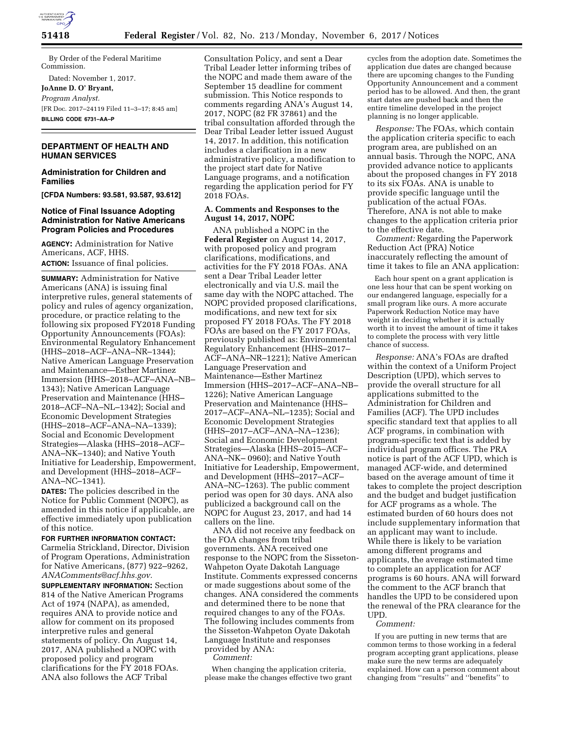By Order of the Federal Maritime Commission.

Dated: November 1, 2017.

**JoAnne D. O' Bryant,**

*Program Analyst.*

[FR Doc. 2017–24119 Filed 11–3–17; 8:45 am]

**BILLING CODE 6731–AA–P**

## DEPARTMENT OF HEALTH AND HUMAN SERVICES

### Administration for Children and Families

**[CFDA Numbers: 93.581, 93.587, 93.612]**

### Notice of Final Issuance Adopting Administration for Native Americans Program Policies and Procedures

**AGENCY:** Administration for Native Americans, ACF, HHS.

**ACTION:** Issuance of final policies.

**SUMMARY:** Administration for Native Americans (ANA) is issuing final interpretive rules, general statements of policy and rules of agency organization, procedure, or practice relating to the following six proposed FY2018 Funding Opportunity Announcements (FOAs): Environmental Regulatory Enhancement (HHS–2018–ACF–ANA–NR–1344); Native American Language Preservation and Maintenance—Esther Martinez Immersion (HHS–2018–ACF–ANA–NB–1343); Native American Language Preservation and Maintenance (HHS–2018–ACF–NA–NL–1342); Social and Economic Development Strategies (HHS–2018–ACF–ANA–NA–1339); Social and Economic Development Strategies—Alaska (HHS–2018–ACF–ANA–NK–1340); and Native Youth Initiative for Leadership, Empowerment, and Development (HHS–2018–ACF–ANA–NC–1341).

**DATES:** The policies described in the Notice for Public Comment (NOPC), as amended in this notice if applicable, are effective immediately upon publication of this notice.

**FOR FURTHER INFORMATION CONTACT:** Carmelia Strickland, Director, Division of Program Operations, Administration for Native Americans, (877) 922–9262, *ANAComments@acf.hhs.gov.*

**SUPPLEMENTARY INFORMATION:** Section 814 of the Native American Programs Act of 1974 (NAPA), as amended, requires ANA to provide notice and allow for comment on its proposed interpretive rules and general statements of policy. On August 14, 2017, ANA published a NOPC with proposed policy and program clarifications for the FY 2018 FOAs. ANA also follows the ACF Tribal Consultation Policy, and sent a Dear Tribal Leader letter informing tribes of the NOPC and made them aware of the September 15 deadline for comment submission. This Notice responds to comments regarding ANA's August 14, 2017, NOPC (82 FR 37861) and the tribal consultation afforded through the Dear Tribal Leader letter issued August 14, 2017. In addition, this notification includes a clarification in a new administrative policy, a modification to the project start date for Native Language programs, and a notification regarding the application period for FY 2018 FOAs.

#### A. Comments and Responses to the August 14, 2017, NOPC

ANA published a NOPC in the **Federal Register** on August 14, 2017, with proposed policy and program clarifications, modifications, and activities for the FY 2018 FOAs. ANA sent a Dear Tribal Leader letter electronically and via U.S. mail the same day with the NOPC attached. The NOPC provided proposed clarifications, modifications, and new text for six proposed FY 2018 FOAs. The FY 2018 FOAs are based on the FY 2017 FOAs, previously published as: Environmental Regulatory Enhancement (HHS–2017–ACF–ANA–NR–1221); Native American Language Preservation and Maintenance—Esther Martinez Immersion (HHS–2017–ACF–ANA–NB–1226); Native American Language Preservation and Maintenance (HHS–2017–ACF–ANA–NL–1235); Social and Economic Development Strategies (HHS–2017–ACF–ANA–NA–1236); Social and Economic Development Strategies—Alaska (HHS–2015–ACF–ANA–NK– 0960); and Native Youth Initiative for Leadership, Empowerment, and Development (HHS–2017–ACF–ANA–NC–1263). The public comment period was open for 30 days. ANA also publicized a background call on the NOPC for August 23, 2017, and had 14 callers on the line.

ANA did not receive any feedback on the FOA changes from tribal governments. ANA received one response to the NOPC from the Sisseton-Wahpeton Oyate Dakotah Language Institute. Comments expressed concerns or made suggestions about some of the changes. ANA considered the comments and determined there to be none that required changes to any of the FOAs. The following includes comments from the Sisseton-Wahpeton Oyate Dakotah Language Institute and responses provided by ANA:

*Comment:*

> When changing the application criteria, please make the changes effective two grant cycles from the adoption date. Sometimes the application due dates are changed because there are upcoming changes to the Funding Opportunity Announcement and a comment period has to be allowed. And then, the grant start dates are pushed back and then the entire timeline developed in the project planning is no longer applicable.

*Response:* The FOAs, which contain the application criteria specific to each program area, are published on an annual basis. Through the NOPC, ANA provided advance notice to applicants about the proposed changes in FY 2018 to its six FOAs. ANA is unable to provide specific language until the publication of the actual FOAs. Therefore, ANA is not able to make changes to the application criteria prior to the effective date.

*Comment:* Regarding the Paperwork Reduction Act (PRA) Notice inaccurately reflecting the amount of time it takes to file an ANA application:

> Each hour spent on a grant application is one less hour that can be spent working on our endangered language, especially for a small program like ours. A more accurate Paperwork Reduction Notice may have weight in deciding whether it is actually worth it to invest the amount of time it takes to complete the process with very little chance of success.

*Response:* ANA's FOAs are drafted within the context of a Uniform Project Description (UPD), which serves to provide the overall structure for all applications submitted to the Administration for Children and Families (ACF). The UPD includes specific standard text that applies to all ACF programs, in combination with program-specific text that is added by individual program offices. The PRA notice is part of the ACF UPD, which is managed ACF-wide, and determined based on the average amount of time it takes to complete the project description and the budget and budget justification for ACF programs as a whole. The estimated burden of 60 hours does not include supplementary information that an applicant may want to include. While there is likely to be variation among different programs and applicants, the average estimated time to complete an application for ACF programs is 60 hours. ANA will forward the comment to the ACF branch that handles the UPD to be considered upon the renewal of the PRA clearance for the UPD.

*Comment:*

> If you are putting in new terms that are common terms to those working in a federal program accepting grant applications, please make sure the new terms are adequately explained. How can a person comment about changing from ''results'' and ''benefits'' to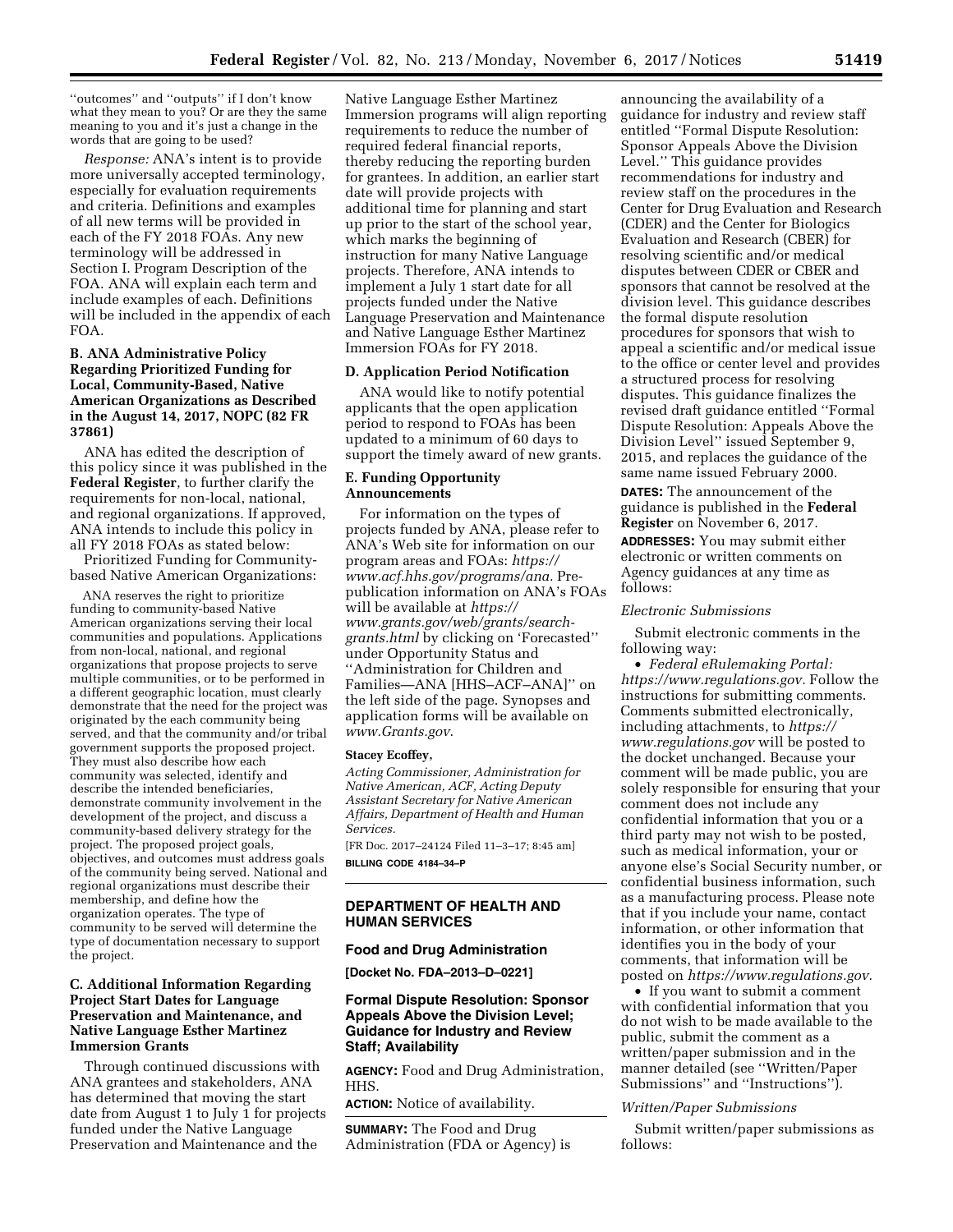''outcomes'' and ''outputs'' if I don't know what they mean to you? Or are they the same meaning to you and it's just a change in the words that are going to be used?

*Response:* ANA's intent is to provide more universally accepted terminology, especially for evaluation requirements and criteria. Definitions and examples of all new terms will be provided in each of the FY 2018 FOAs. Any new terminology will be addressed in Section I. Program Description of the FOA. ANA will explain each term and include examples of each. Definitions will be included in the appendix of each FOA.

**B. ANA Administrative Policy Regarding Prioritized Funding for Local, Community-Based, Native American Organizations as Described in the August 14, 2017, NOPC (82 FR 37861)**

ANA has edited the description of this policy since it was published in the **Federal Register**, to further clarify the requirements for non-local, national, and regional organizations. If approved, ANA intends to include this policy in all FY 2018 FOAs as stated below:

Prioritized Funding for Community-based Native American Organizations:

ANA reserves the right to prioritize funding to community-based Native American organizations serving their local communities and populations. Applications from non-local, national, and regional organizations that propose projects to serve multiple communities, or to be performed in a different geographic location, must clearly demonstrate that the need for the project was originated by the each community being served, and that the community and/or tribal government supports the proposed project. They must also describe how each community was selected, identify and describe the intended beneficiaries, demonstrate community involvement in the development of the project, and discuss a community-based delivery strategy for the project. The proposed project goals, objectives, and outcomes must address goals of the community being served. National and regional organizations must describe their membership, and define how the organization operates. The type of community to be served will determine the type of documentation necessary to support the project.

**C. Additional Information Regarding Project Start Dates for Language Preservation and Maintenance, and Native Language Esther Martinez Immersion Grants**

Through continued discussions with ANA grantees and stakeholders, ANA has determined that moving the start date from August 1 to July 1 for projects funded under the Native Language Preservation and Maintenance and the Native Language Esther Martinez Immersion programs will align reporting requirements to reduce the number of required federal financial reports, thereby reducing the reporting burden for grantees. In addition, an earlier start date will provide projects with additional time for planning and start up prior to the start of the school year, which marks the beginning of instruction for many Native Language projects. Therefore, ANA intends to implement a July 1 start date for all projects funded under the Native Language Preservation and Maintenance and Native Language Esther Martinez Immersion FOAs for FY 2018.

**D. Application Period Notification**

ANA would like to notify potential applicants that the open application period to respond to FOAs has been updated to a minimum of 60 days to support the timely award of new grants.

**E. Funding Opportunity Announcements**

For information on the types of projects funded by ANA, please refer to ANA's Web site for information on our program areas and FOAs: *https://www.acf.hhs.gov/programs/ana.* Pre-publication information on ANA's FOAs will be available at *https://www.grants.gov/web/grants/search-grants.html* by clicking on 'Forecasted'' under Opportunity Status and ''Administration for Children and Families—ANA [HHS–ACF–ANA]'' on the left side of the page. Synopses and application forms will be available on *www.Grants.gov*.

**Stacey Ecoffey,**

*Acting Commissioner, Administration for Native American, ACF, Acting Deputy Assistant Secretary for Native American Affairs, Department of Health and Human Services.*

[FR Doc. 2017–24124 Filed 11–3–17; 8:45 am]

**BILLING CODE 4184–34–P**

## DEPARTMENT OF HEALTH AND HUMAN SERVICES

### Food and Drug Administration

**[Docket No. FDA–2013–D–0221]**

### Formal Dispute Resolution: Sponsor Appeals Above the Division Level; Guidance for Industry and Review Staff; Availability

**AGENCY:** Food and Drug Administration, HHS.

**ACTION:** Notice of availability.

**SUMMARY:** The Food and Drug Administration (FDA or Agency) is announcing the availability of a guidance for industry and review staff entitled ''Formal Dispute Resolution: Sponsor Appeals Above the Division Level.'' This guidance provides recommendations for industry and review staff on the procedures in the Center for Drug Evaluation and Research (CDER) and the Center for Biologics Evaluation and Research (CBER) for resolving scientific and/or medical disputes between CDER or CBER and sponsors that cannot be resolved at the division level. This guidance describes the formal dispute resolution procedures for sponsors that wish to appeal a scientific and/or medical issue to the office or center level and provides a structured process for resolving disputes. This guidance finalizes the revised draft guidance entitled ''Formal Dispute Resolution: Appeals Above the Division Level'' issued September 9, 2015, and replaces the guidance of the same name issued February 2000.

**DATES:** The announcement of the guidance is published in the **Federal Register** on November 6, 2017.

**ADDRESSES:** You may submit either electronic or written comments on Agency guidances at any time as follows:

*Electronic Submissions*

Submit electronic comments in the following way:

- *Federal eRulemaking Portal: https://www.regulations.gov.* Follow the instructions for submitting comments. Comments submitted electronically, including attachments, to *https://www.regulations.gov* will be posted to the docket unchanged. Because your comment will be made public, you are solely responsible for ensuring that your comment does not include any confidential information that you or a third party may not wish to be posted, such as medical information, your or anyone else's Social Security number, or confidential business information, such as a manufacturing process. Please note that if you include your name, contact information, or other information that identifies you in the body of your comments, that information will be posted on *https://www.regulations.gov.*
- If you want to submit a comment with confidential information that you do not wish to be made available to the public, submit the comment as a written/paper submission and in the manner detailed (see ''Written/Paper Submissions'' and ''Instructions'').

*Written/Paper Submissions*

Submit written/paper submissions as follows: